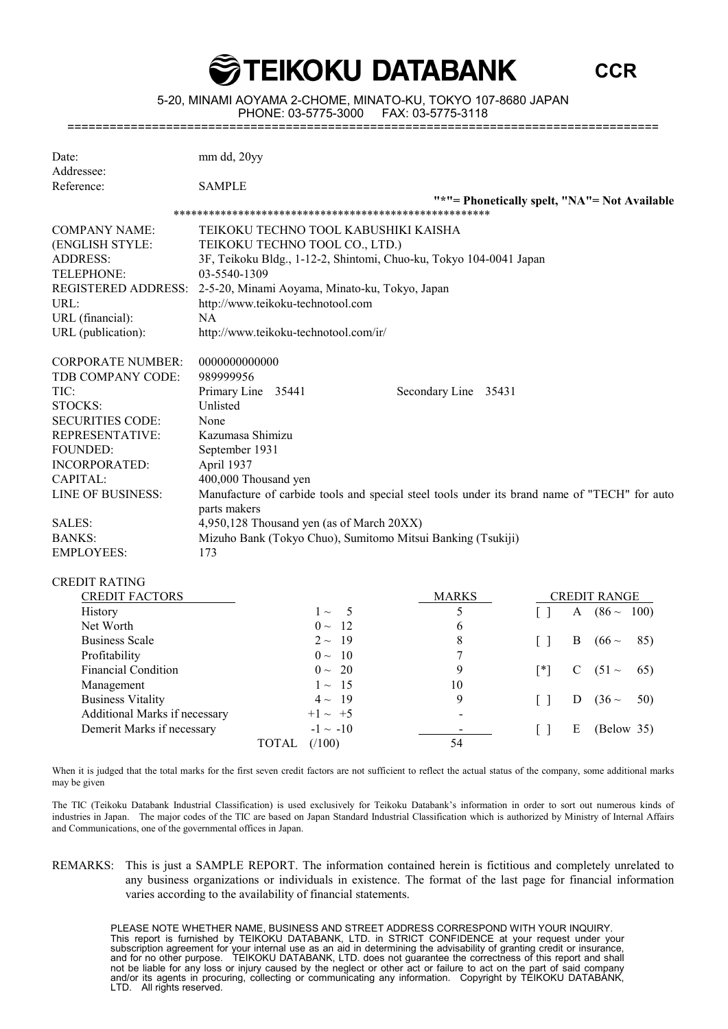# TEIKOKU DATABANK

**CCR**

5-20, MINAMI AOYAMA 2-CHOME, MINATO-KU, TOKYO 107-8680 JAPAN
PHONE: 03-5775-3000 FAX: 03-5775-3118

================================================================================

| | |
|---|---|
| Date: | mm dd, 20yy |
| Addressee: | |
| Reference: | SAMPLE |

**"*"= Phonetically spelt, "NA"= Not Available**

*****************************************************

| | |
|---|---|
| COMPANY NAME: | TEIKOKU TECHNO TOOL KABUSHIKI KAISHA |
| (ENGLISH STYLE: | TEIKOKU TECHNO TOOL CO., LTD.) |
| ADDRESS: | 3F, Teikoku Bldg., 1-12-2, Shintomi, Chuo-ku, Tokyo 104-0041 Japan |
| TELEPHONE: | 03-5540-1309 |
| REGISTERED ADDRESS: | 2-5-20, Minami Aoyama, Minato-ku, Tokyo, Japan |
| URL: | http://www.teikoku-technotool.com |
| URL (financial): | NA |
| URL (publication): | http://www.teikoku-technotool.com/ir/ |
| | |
| CORPORATE NUMBER: | 0000000000000 |
| TDB COMPANY CODE: | 989999956 |
| TIC: | Primary Line 35441 &nbsp;&nbsp;&nbsp; Secondary Line 35431 |
| STOCKS: | Unlisted |
| SECURITIES CODE: | None |
| REPRESENTATIVE: | Kazumasa Shimizu |
| FOUNDED: | September 1931 |
| INCORPORATED: | April 1937 |
| CAPITAL: | 400,000 Thousand yen |
| LINE OF BUSINESS: | Manufacture of carbide tools and special steel tools under its brand name of "TECH" for auto parts makers |
| SALES: | 4,950,128 Thousand yen (as of March 20XX) |
| BANKS: | Mizuho Bank (Tokyo Chuo), Sumitomo Mitsui Banking (Tsukiji) |
| EMPLOYEES: | 173 |

CREDIT RATING

| CREDIT FACTORS | | MARKS | | CREDIT RANGE | |
|---|---|---|---|---|---|
| History | 1 ~ 5 | 5 | [ ] | A | (86 ~ 100) |
| Net Worth | 0 ~ 12 | 6 | | | |
| Business Scale | 2 ~ 19 | 8 | [ ] | B | (66 ~ 85) |
| Profitability | 0 ~ 10 | 7 | | | |
| Financial Condition | 0 ~ 20 | 9 | [*] | C | (51 ~ 65) |
| Management | 1 ~ 15 | 10 | | | |
| Business Vitality | 4 ~ 19 | 9 | [ ] | D | (36 ~ 50) |
| Additional Marks if necessary | +1 ~ +5 | - | | | |
| Demerit Marks if necessary | -1 ~ -10 | - | [ ] | E | (Below 35) |
| | TOTAL (/100) | 54 | | | |

When it is judged that the total marks for the first seven credit factors are not sufficient to reflect the actual status of the company, some additional marks may be given

The TIC (Teikoku Databank Industrial Classification) is used exclusively for Teikoku Databank's information in order to sort out numerous kinds of industries in Japan. The major codes of the TIC are based on Japan Standard Industrial Classification which is authorized by Ministry of Internal Affairs and Communications, one of the governmental offices in Japan.

REMARKS: This is just a SAMPLE REPORT. The information contained herein is fictitious and completely unrelated to any business organizations or individuals in existence. The format of the last page for financial information varies according to the availability of financial statements.

PLEASE NOTE WHETHER NAME, BUSINESS AND STREET ADDRESS CORRESPOND WITH YOUR INQUIRY. This report is furnished by TEIKOKU DATABANK, LTD. in STRICT CONFIDENCE at your request under your subscription agreement for your internal use as an aid in determining the advisability of granting credit or insurance, and for no other purpose. TEIKOKU DATABANK, LTD. does not guarantee the correctness of this report and shall not be liable for any loss or injury caused by the neglect or other act or failure to act on the part of said company and/or its agents in procuring, collecting or communicating any information. Copyright by TEIKOKU DATABANK, LTD. All rights reserved.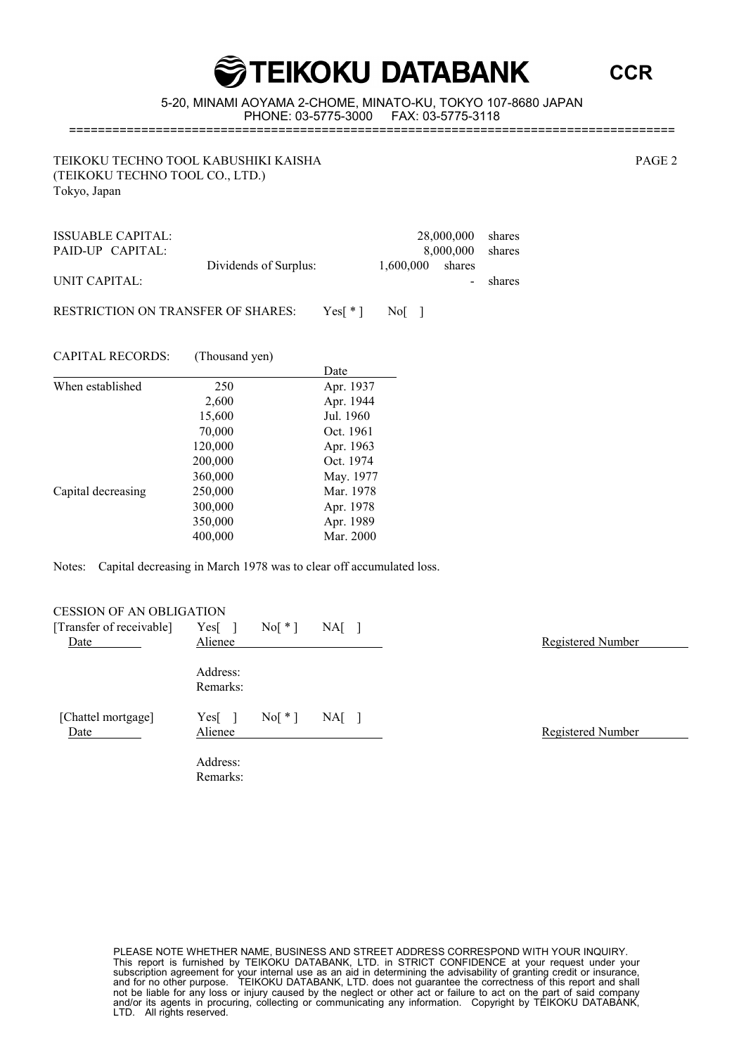TEIKOKU TECHNO TOOL KABUSHIKI KAISHA
(TEIKOKU TECHNO TOOL CO., LTD.)
Tokyo, Japan

| | | |
|---|---|---|
| ISSUABLE CAPITAL: | 28,000,000 | shares |
| PAID-UP CAPITAL: | 8,000,000 | shares |
| Dividends of Surplus: | 1,600,000 | shares |
| UNIT CAPITAL: | - | shares |

RESTRICTION ON TRANSFER OF SHARES: Yes[ * ] No[ ]

CAPITAL RECORDS: (Thousand yen)

| | | Date |
|---|---|---|
| When established | 250 | Apr. 1937 |
| | 2,600 | Apr. 1944 |
| | 15,600 | Jul. 1960 |
| | 70,000 | Oct. 1961 |
| | 120,000 | Apr. 1963 |
| | 200,000 | Oct. 1974 |
| | 360,000 | May. 1977 |
| Capital decreasing | 250,000 | Mar. 1978 |
| | 300,000 | Apr. 1978 |
| | 350,000 | Apr. 1989 |
| | 400,000 | Mar. 2000 |

Notes: Capital decreasing in March 1978 was to clear off accumulated loss.

CESSION OF AN OBLIGATION

[Transfer of receivable] Yes[ ] No[ * ] NA[ ]

| Date | Alienee | Registered Number |
|---|---|---|

Address:
Remarks:

[Chattel mortgage] Yes[ ] No[ * ] NA[ ]

| Date | Alienee | Registered Number |
|---|---|---|

Address:
Remarks:

PLEASE NOTE WHETHER NAME, BUSINESS AND STREET ADDRESS CORRESPOND WITH YOUR INQUIRY.
This report is furnished by TEIKOKU DATABANK, LTD. in STRICT CONFIDENCE at your request under your subscription agreement for your internal use as an aid in determining the advisability of granting credit or insurance, and for no other purpose. TEIKOKU DATABANK, LTD. does not guarantee the correctness of this report and shall not be liable for any loss or injury caused by the neglect or other act or failure to act on the part of said company and/or its agents in procuring, collecting or communicating any information. Copyright by TEIKOKU DATABANK, LTD. All rights reserved.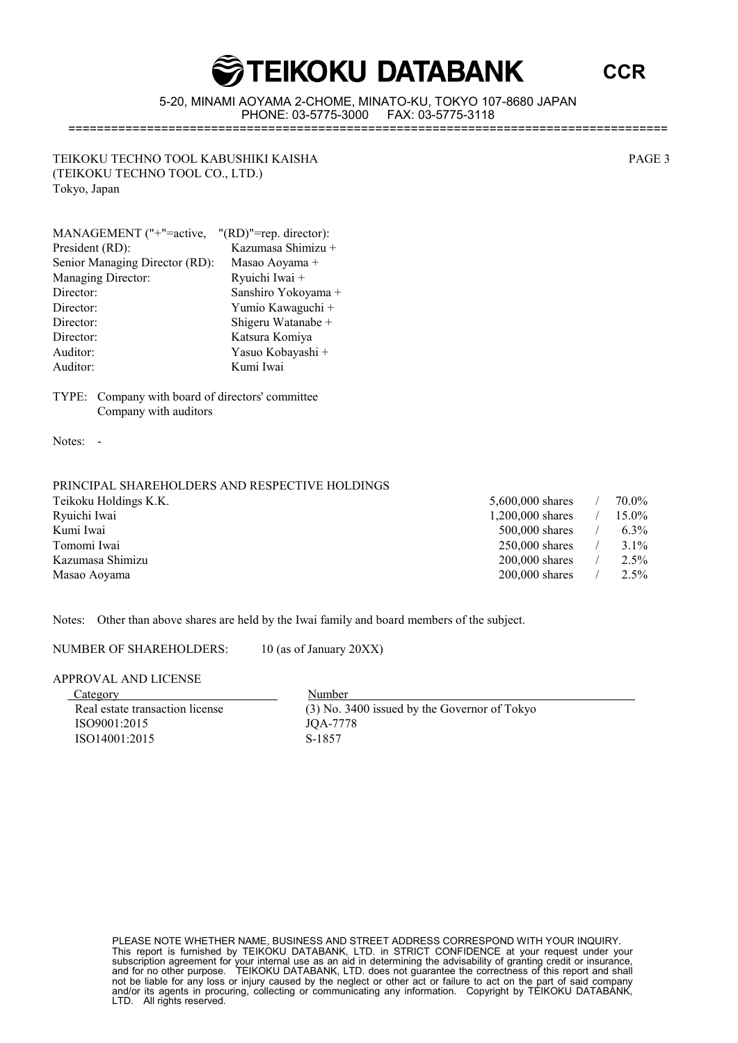TEIKOKU TECHNO TOOL KABUSHIKI KAISHA
(TEIKOKU TECHNO TOOL CO., LTD.)
Tokyo, Japan

MANAGEMENT ("+"=active, "(RD)"=rep. director):

| | |
|---|---|
| President (RD): | Kazumasa Shimizu + |
| Senior Managing Director (RD): | Masao Aoyama + |
| Managing Director: | Ryuichi Iwai + |
| Director: | Sanshiro Yokoyama + |
| Director: | Yumio Kawaguchi + |
| Director: | Shigeru Watanabe + |
| Director: | Katsura Komiya |
| Auditor: | Yasuo Kobayashi + |
| Auditor: | Kumi Iwai |

TYPE: Company with board of directors' committee
Company with auditors

Notes: -

PRINCIPAL SHAREHOLDERS AND RESPECTIVE HOLDINGS

| | | |
|---|---|---|
| Teikoku Holdings K.K. | 5,600,000 shares | 70.0% |
| Ryuichi Iwai | 1,200,000 shares | 15.0% |
| Kumi Iwai | 500,000 shares | 6.3% |
| Tomomi Iwai | 250,000 shares | 3.1% |
| Kazumasa Shimizu | 200,000 shares | 2.5% |
| Masao Aoyama | 200,000 shares | 2.5% |

Notes: Other than above shares are held by the Iwai family and board members of the subject.

NUMBER OF SHAREHOLDERS: 10 (as of January 20XX)

APPROVAL AND LICENSE

| Category | Number |
|---|---|
| Real estate transaction license | (3) No. 3400 issued by the Governor of Tokyo |
| ISO9001:2015 | JQA-7778 |
| ISO14001:2015 | S-1857 |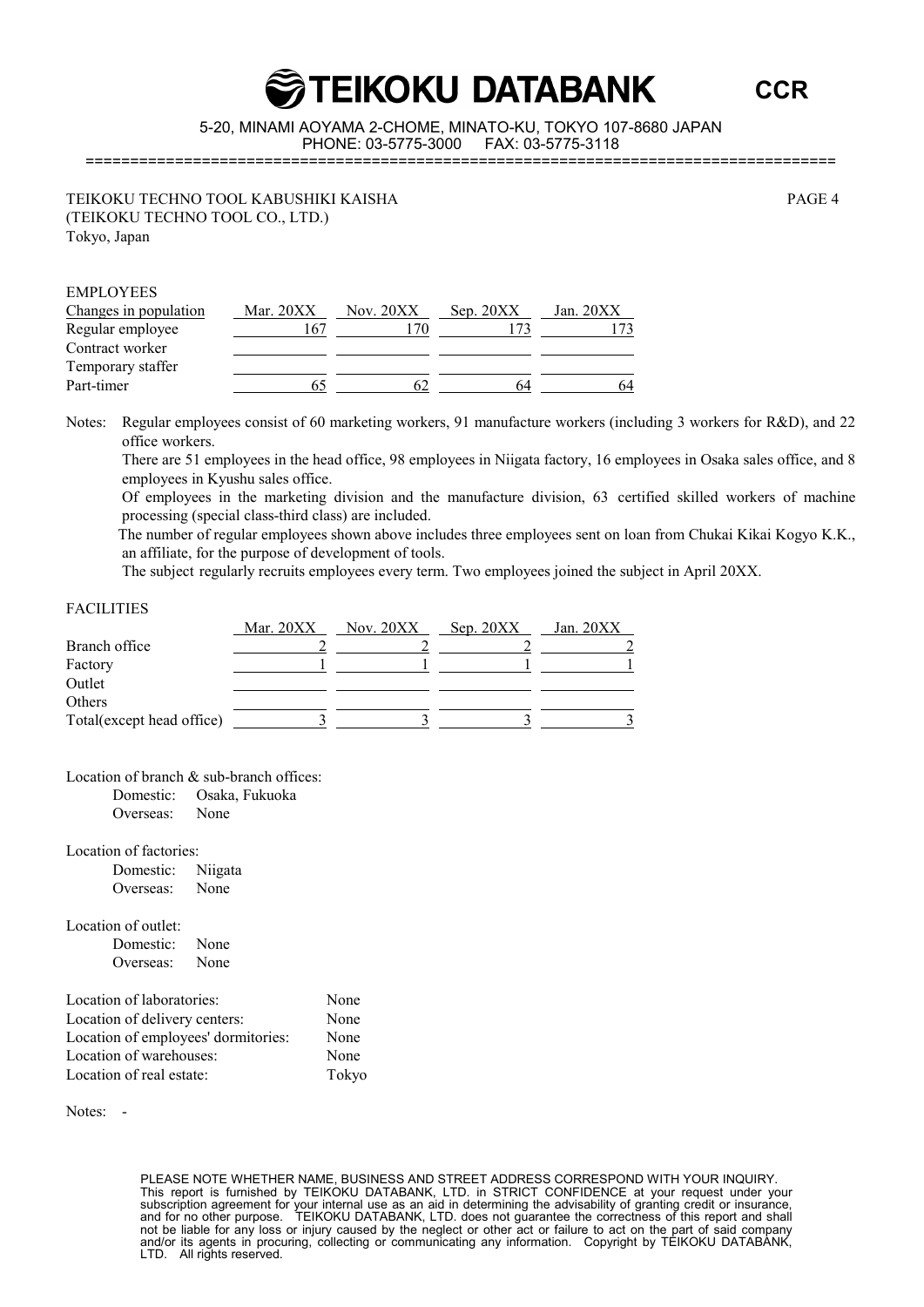TEIKOKU TECHNO TOOL KABUSHIKI KAISHA
(TEIKOKU TECHNO TOOL CO., LTD.)
Tokyo, Japan

## EMPLOYEES

| Changes in population | Mar. 20XX | Nov. 20XX | Sep. 20XX | Jan. 20XX |
|---|---|---|---|---|
| Regular employee | 167 | 170 | 173 | 173 |
| Contract worker | | | | |
| Temporary staffer | | | | |
| Part-timer | 65 | 62 | 64 | 64 |

Notes: Regular employees consist of 60 marketing workers, 91 manufacture workers (including 3 workers for R&D), and 22 office workers.

There are 51 employees in the head office, 98 employees in Niigata factory, 16 employees in Osaka sales office, and 8 employees in Kyushu sales office.

Of employees in the marketing division and the manufacture division, 63 certified skilled workers of machine processing (special class-third class) are included.

The number of regular employees shown above includes three employees sent on loan from Chukai Kikai Kogyo K.K., an affiliate, for the purpose of development of tools.

The subject regularly recruits employees every term. Two employees joined the subject in April 20XX.

## FACILITIES

| | Mar. 20XX | Nov. 20XX | Sep. 20XX | Jan. 20XX |
|---|---|---|---|---|
| Branch office | 2 | 2 | 2 | 2 |
| Factory | 1 | 1 | 1 | 1 |
| Outlet | | | | |
| Others | | | | |
| Total(except head office) | 3 | 3 | 3 | 3 |

Location of branch & sub-branch offices:
- Domestic: Osaka, Fukuoka
- Overseas: None

Location of factories:
- Domestic: Niigata
- Overseas: None

Location of outlet:
- Domestic: None
- Overseas: None

Location of laboratories: None
Location of delivery centers: None
Location of employees' dormitories: None
Location of warehouses: None
Location of real estate: Tokyo

Notes: -

PLEASE NOTE WHETHER NAME, BUSINESS AND STREET ADDRESS CORRESPOND WITH YOUR INQUIRY. This report is furnished by TEIKOKU DATABANK, LTD. in STRICT CONFIDENCE at your request under your subscription agreement for your internal use as an aid in determining the advisability of granting credit or insurance, and for no other purpose. TEIKOKU DATABANK, LTD. does not guarantee the correctness of this report and shall not be liable for any loss or injury caused by the neglect or other act or failure to act on the part of said company and/or its agents in procuring, collecting or communicating any information. Copyright by TEIKOKU DATABANK, LTD. All rights reserved.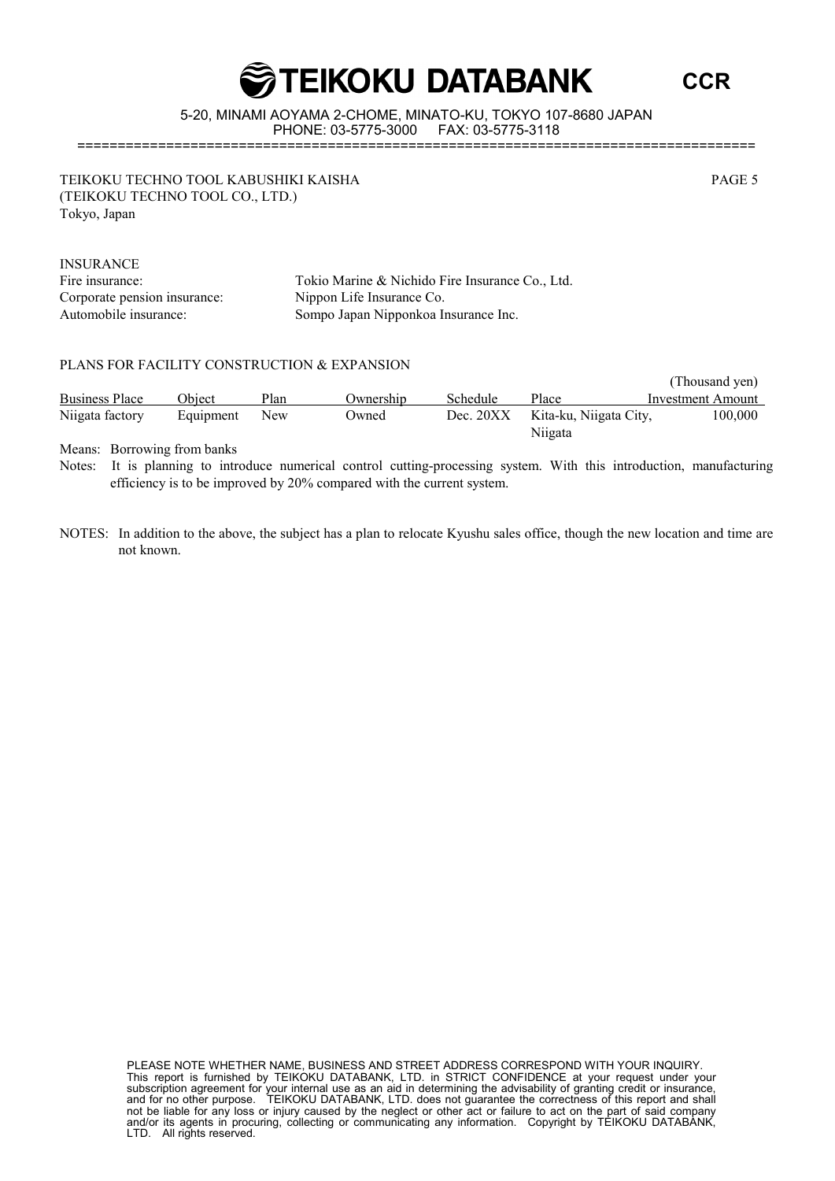TEIKOKU TECHNO TOOL KABUSHIKI KAISHA
(TEIKOKU TECHNO TOOL CO., LTD.)
Tokyo, Japan

## INSURANCE

| | |
|---|---|
| Fire insurance: | Tokio Marine & Nichido Fire Insurance Co., Ltd. |
| Corporate pension insurance: | Nippon Life Insurance Co. |
| Automobile insurance: | Sompo Japan Nipponkoa Insurance Inc. |

## PLANS FOR FACILITY CONSTRUCTION & EXPANSION

(Thousand yen)

| Business Place | Object | Plan | Ownership | Schedule | Place | Investment Amount |
|---|---|---|---|---|---|---|
| Niigata factory | Equipment | New | Owned | Dec. 20XX | Kita-ku, Niigata City, Niigata | 100,000 |

Means: Borrowing from banks

Notes: It is planning to introduce numerical control cutting-processing system. With this introduction, manufacturing efficiency is to be improved by 20% compared with the current system.

NOTES: In addition to the above, the subject has a plan to relocate Kyushu sales office, though the new location and time are not known.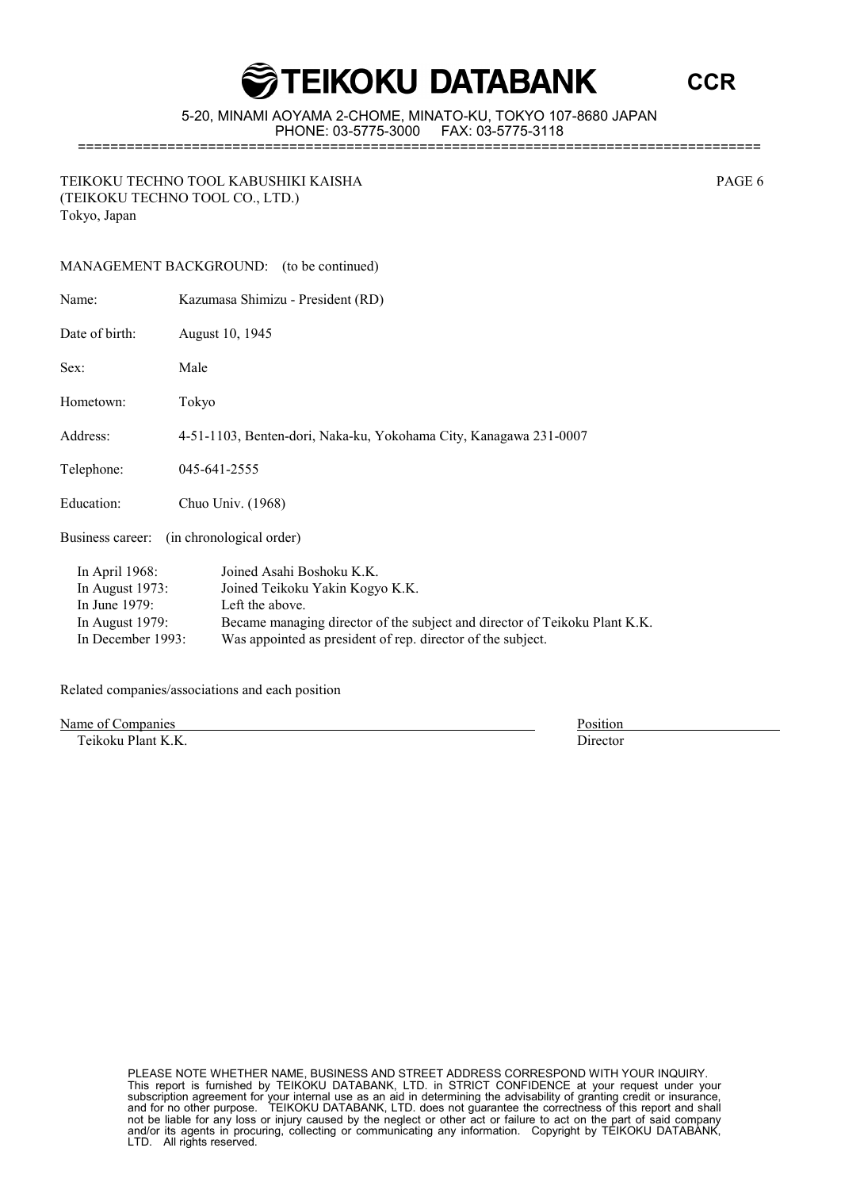TEIKOKU TECHNO TOOL KABUSHIKI KAISHA
(TEIKOKU TECHNO TOOL CO., LTD.)
Tokyo, Japan

MANAGEMENT BACKGROUND: (to be continued)

Name: Kazumasa Shimizu - President (RD)

Date of birth: August 10, 1945

Sex: Male

Hometown: Tokyo

Address: 4-51-1103, Benten-dori, Naka-ku, Yokohama City, Kanagawa 231-0007

Telephone: 045-641-2555

Education: Chuo Univ. (1968)

Business career: (in chronological order)

| | |
|---|---|
| In April 1968: | Joined Asahi Boshoku K.K. |
| In August 1973: | Joined Teikoku Yakin Kogyo K.K. |
| In June 1979: | Left the above. |
| In August 1979: | Became managing director of the subject and director of Teikoku Plant K.K. |
| In December 1993: | Was appointed as president of rep. director of the subject. |

Related companies/associations and each position

| Name of Companies | Position |
|---|---|
| Teikoku Plant K.K. | Director |

PLEASE NOTE WHETHER NAME, BUSINESS AND STREET ADDRESS CORRESPOND WITH YOUR INQUIRY.
This report is furnished by TEIKOKU DATABANK, LTD. in STRICT CONFIDENCE at your request under your subscription agreement for your internal use as an aid in determining the advisability of granting credit or insurance, and for no other purpose. TEIKOKU DATABANK, LTD. does not guarantee the correctness of this report and shall not be liable for any loss or injury caused by the neglect or other act or failure to act on the part of said company and/or its agents in procuring, collecting or communicating any information. Copyright by TEIKOKU DATABANK, LTD. All rights reserved.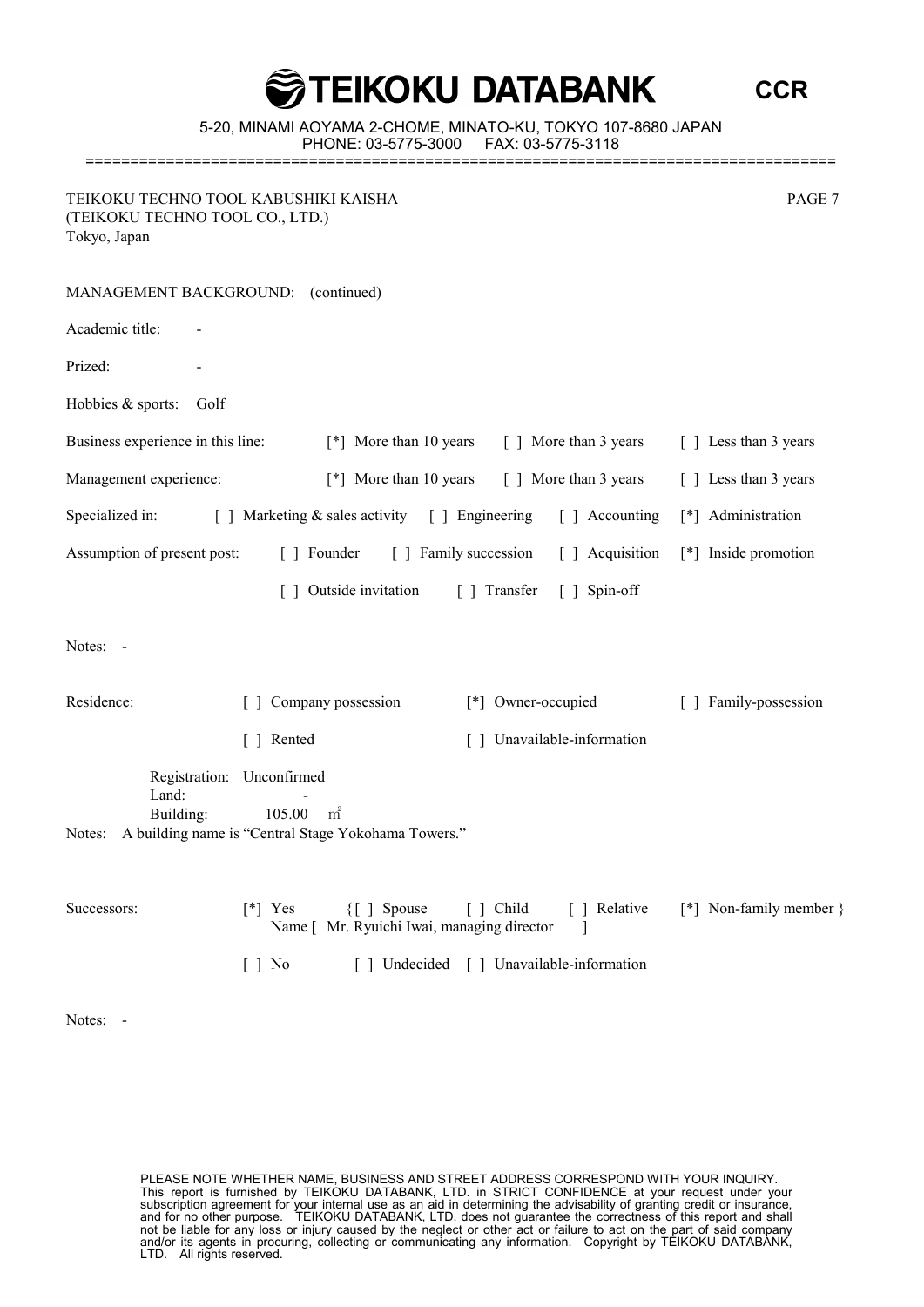TEIKOKU TECHNO TOOL KABUSHIKI KAISHA
(TEIKOKU TECHNO TOOL CO., LTD.)
Tokyo, Japan

MANAGEMENT BACKGROUND: (continued)

Academic title: -

Prized: -

Hobbies & sports: Golf

Business experience in this line: [*] More than 10 years [ ] More than 3 years [ ] Less than 3 years

Management experience: [*] More than 10 years [ ] More than 3 years [ ] Less than 3 years

Specialized in: [ ] Marketing & sales activity [ ] Engineering [ ] Accounting [*] Administration

Assumption of present post: [ ] Founder [ ] Family succession [ ] Acquisition [*] Inside promotion

[ ] Outside invitation [ ] Transfer [ ] Spin-off

Notes: -

Residence: [ ] Company possession [*] Owner-occupied [ ] Family-possession

[ ] Rented [ ] Unavailable-information

Registration: Unconfirmed
Land: -
Building: 105.00 ㎡

Notes: A building name is "Central Stage Yokohama Towers."

Successors: [*] Yes {[ ] Spouse [ ] Child [ ] Relative [*] Non-family member }
Name [ Mr. Ryuichi Iwai, managing director ]

[ ] No [ ] Undecided [ ] Unavailable-information

Notes: -

PLEASE NOTE WHETHER NAME, BUSINESS AND STREET ADDRESS CORRESPOND WITH YOUR INQUIRY.
This report is furnished by TEIKOKU DATABANK, LTD. in STRICT CONFIDENCE at your request under your subscription agreement for your internal use as an aid in determining the advisability of granting credit or insurance, and for no other purpose. TEIKOKU DATABANK, LTD. does not guarantee the correctness of this report and shall not be liable for any loss or injury caused by the neglect or other act or failure to act on the part of said company and/or its agents in procuring, collecting or communicating any information. Copyright by TEIKOKU DATABANK, LTD. All rights reserved.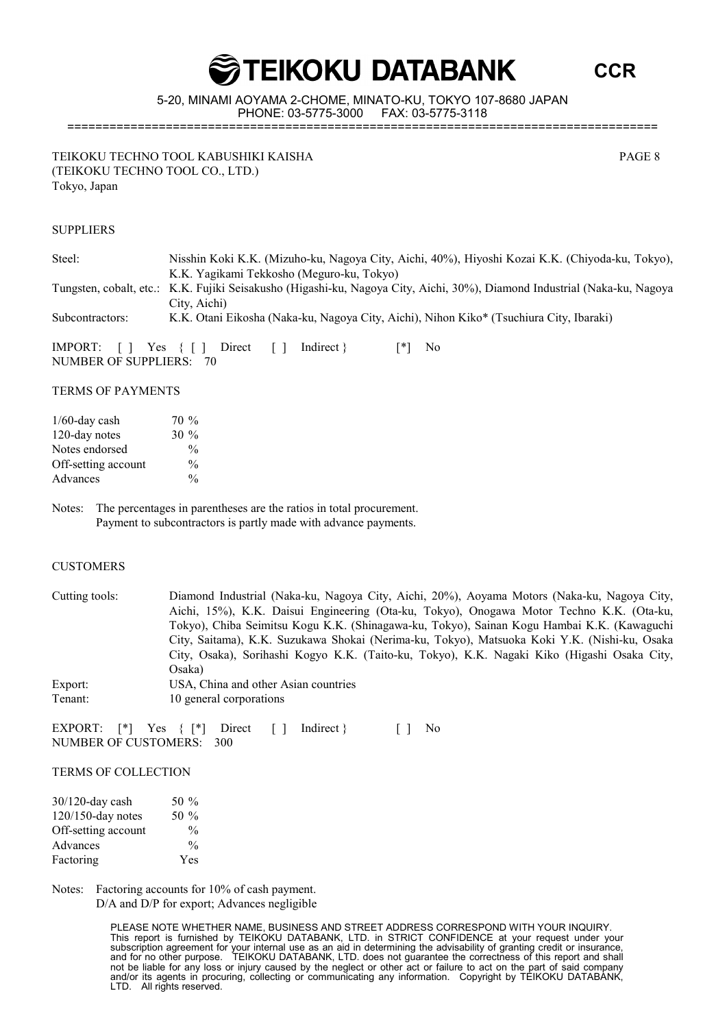TEIKOKU TECHNO TOOL KABUSHIKI KAISHA
(TEIKOKU TECHNO TOOL CO., LTD.)
Tokyo, Japan

## SUPPLIERS

| | |
|---|---|
| Steel: | Nisshin Koki K.K. (Mizuho-ku, Nagoya City, Aichi, 40%), Hiyoshi Kozai K.K. (Chiyoda-ku, Tokyo), K.K. Yagikami Tekkosho (Meguro-ku, Tokyo) |
| Tungsten, cobalt, etc.: | K.K. Fujiki Seisakusho (Higashi-ku, Nagoya City, Aichi, 30%), Diamond Industrial (Naka-ku, Nagoya City, Aichi) |
| Subcontractors: | K.K. Otani Eikosha (Naka-ku, Nagoya City, Aichi), Nihon Kiko* (Tsuchiura City, Ibaraki) |

IMPORT: [ ] Yes { [ ] Direct [ ] Indirect } [*] No
NUMBER OF SUPPLIERS: 70

## TERMS OF PAYMENTS

| | |
|---|---|
| 1/60-day cash | 70 % |
| 120-day notes | 30 % |
| Notes endorsed | % |
| Off-setting account | % |
| Advances | % |

Notes: The percentages in parentheses are the ratios in total procurement.
Payment to subcontractors is partly made with advance payments.

## CUSTOMERS

| | |
|---|---|
| Cutting tools: | Diamond Industrial (Naka-ku, Nagoya City, Aichi, 20%), Aoyama Motors (Naka-ku, Nagoya City, Aichi, 15%), K.K. Daisui Engineering (Ota-ku, Tokyo), Onogawa Motor Techno K.K. (Ota-ku, Tokyo), Chiba Seimitsu Kogu K.K. (Shinagawa-ku, Tokyo), Sainan Kogu Hambai K.K. (Kawaguchi City, Saitama), K.K. Suzukawa Shokai (Nerima-ku, Tokyo), Matsuoka Koki Y.K. (Nishi-ku, Osaka City, Osaka), Sorihashi Kogyo K.K. (Taito-ku, Tokyo), K.K. Nagaki Kiko (Higashi Osaka City, Osaka) |
| Export: | USA, China and other Asian countries |
| Tenant: | 10 general corporations |

EXPORT: [*] Yes { [*] Direct [ ] Indirect } [ ] No
NUMBER OF CUSTOMERS: 300

## TERMS OF COLLECTION

| | |
|---|---|
| 30/120-day cash | 50 % |
| 120/150-day notes | 50 % |
| Off-setting account | % |
| Advances | % |
| Factoring | Yes |

Notes: Factoring accounts for 10% of cash payment.
D/A and D/P for export; Advances negligible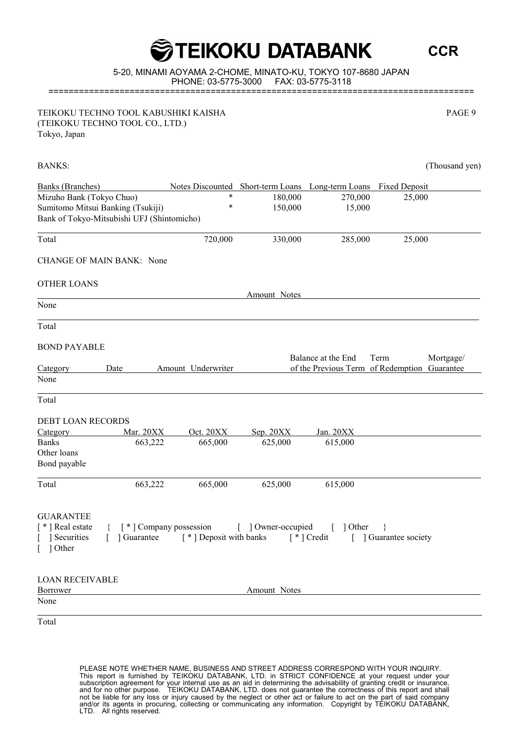# TEIKOKU DATABANK

**CCR**

5-20, MINAMI AOYAMA 2-CHOME, MINATO-KU, TOKYO 107-8680 JAPAN
PHONE: 03-5775-3000 FAX: 03-5775-3118

TEIKOKU TECHNO TOOL KABUSHIKI KAISHA
(TEIKOKU TECHNO TOOL CO., LTD.)
Tokyo, Japan

## BANKS:

(Thousand yen)

| Banks (Branches) | Notes Discounted | Short-term Loans | Long-term Loans | Fixed Deposit |
|---|---|---|---|---|
| Mizuho Bank (Tokyo Chuo) | * | 180,000 | 270,000 | 25,000 |
| Sumitomo Mitsui Banking (Tsukiji) | * | 150,000 | 15,000 | |
| Bank of Tokyo-Mitsubishi UFJ (Shintomicho) | | | | |
| Total | 720,000 | 330,000 | 285,000 | 25,000 |

CHANGE OF MAIN BANK: None

## OTHER LOANS

| | Amount | Notes |
|---|---|---|
| None | | |
| Total | | |

## BOND PAYABLE

| Category | Date | Amount | Underwriter | Balance at the End of the Previous Term | Term of Redemption | Mortgage/ Guarantee |
|---|---|---|---|---|---|---|
| None | | | | | | |
| Total | | | | | | |

## DEBT LOAN RECORDS

| Category | Mar. 20XX | Oct. 20XX | Sep. 20XX | Jan. 20XX |
|---|---|---|---|---|
| Banks | 663,222 | 665,000 | 625,000 | 615,000 |
| Other loans | | | | |
| Bond payable | | | | |
| Total | 663,222 | 665,000 | 625,000 | 615,000 |

## GUARANTEE

[ * ] Real estate { [ * ] Company possession [ ] Owner-occupied [ ] Other }
[ ] Securities [ ] Guarantee [ * ] Deposit with banks [ * ] Credit [ ] Guarantee society
[ ] Other

## LOAN RECEIVABLE

| Borrower | Amount | Notes |
|---|---|---|
| None | | |
| Total | | |

PLEASE NOTE WHETHER NAME, BUSINESS AND STREET ADDRESS CORRESPOND WITH YOUR INQUIRY.
This report is furnished by TEIKOKU DATABANK, LTD. in STRICT CONFIDENCE at your request under your subscription agreement for your internal use as an aid in determining the advisability of granting credit or insurance, and for no other purpose. TEIKOKU DATABANK, LTD. does not guarantee the correctness of this report and shall not be liable for any loss or injury caused by the neglect or other act or failure to act on the part of said company and/or its agents in procuring, collecting or communicating any information. Copyright by TEIKOKU DATABANK, LTD. All rights reserved.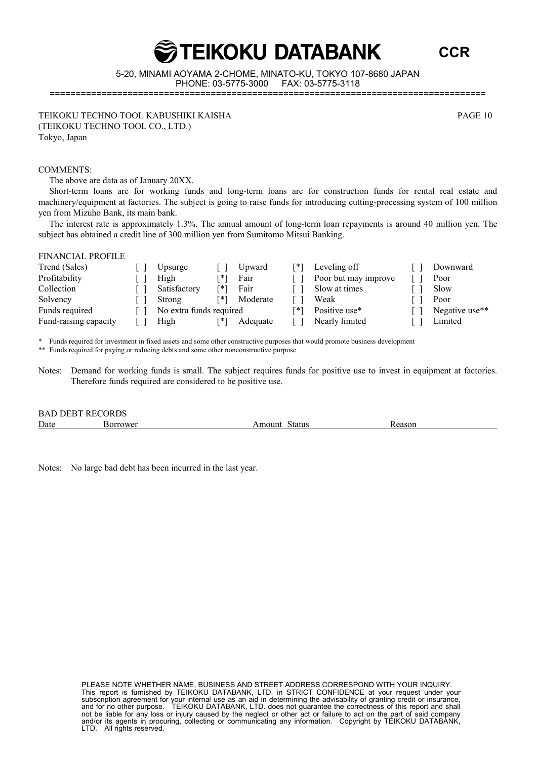TEIKOKU TECHNO TOOL KABUSHIKI KAISHA
(TEIKOKU TECHNO TOOL CO., LTD.)
Tokyo, Japan

COMMENTS:

The above are data as of January 20XX.

Short-term loans are for working funds and long-term loans are for construction funds for rental real estate and machinery/equipment at factories. The subject is going to raise funds for introducing cutting-processing system of 100 million yen from Mizuho Bank, its main bank.

The interest rate is approximately 1.3%. The annual amount of long-term loan repayments is around 40 million yen. The subject has obtained a credit line of 300 million yen from Sumitomo Mitsui Banking.

FINANCIAL PROFILE

| | | | | | | | | |
|---|---|---|---|---|---|---|---|---|
| Trend (Sales) | [ ] | Upsurge | [ ] | Upward | [*] | Leveling off | [ ] | Downward |
| Profitability | [ ] | High | [*] | Fair | [ ] | Poor but may improve | [ ] | Poor |
| Collection | [ ] | Satisfactory | [*] | Fair | [ ] | Slow at times | [ ] | Slow |
| Solvency | [ ] | Strong | [*] | Moderate | [ ] | Weak | [ ] | Poor |
| Funds required | [ ] | No extra funds required | | | [*] | Positive use* | [ ] | Negative use** |
| Fund-raising capacity | [ ] | High | [*] | Adequate | [ ] | Nearly limited | [ ] | Limited |

\* Funds required for investment in fixed assets and some other constructive purposes that would promote business development

\*\* Funds required for paying or reducing debts and some other nonconstructive purpose

Notes: Demand for working funds is small. The subject requires funds for positive use to invest in equipment at factories. Therefore funds required are considered to be positive use.

BAD DEBT RECORDS

| Date | Borrower | Amount | Status | Reason |
|---|---|---|---|---|

Notes: No large bad debt has been incurred in the last year.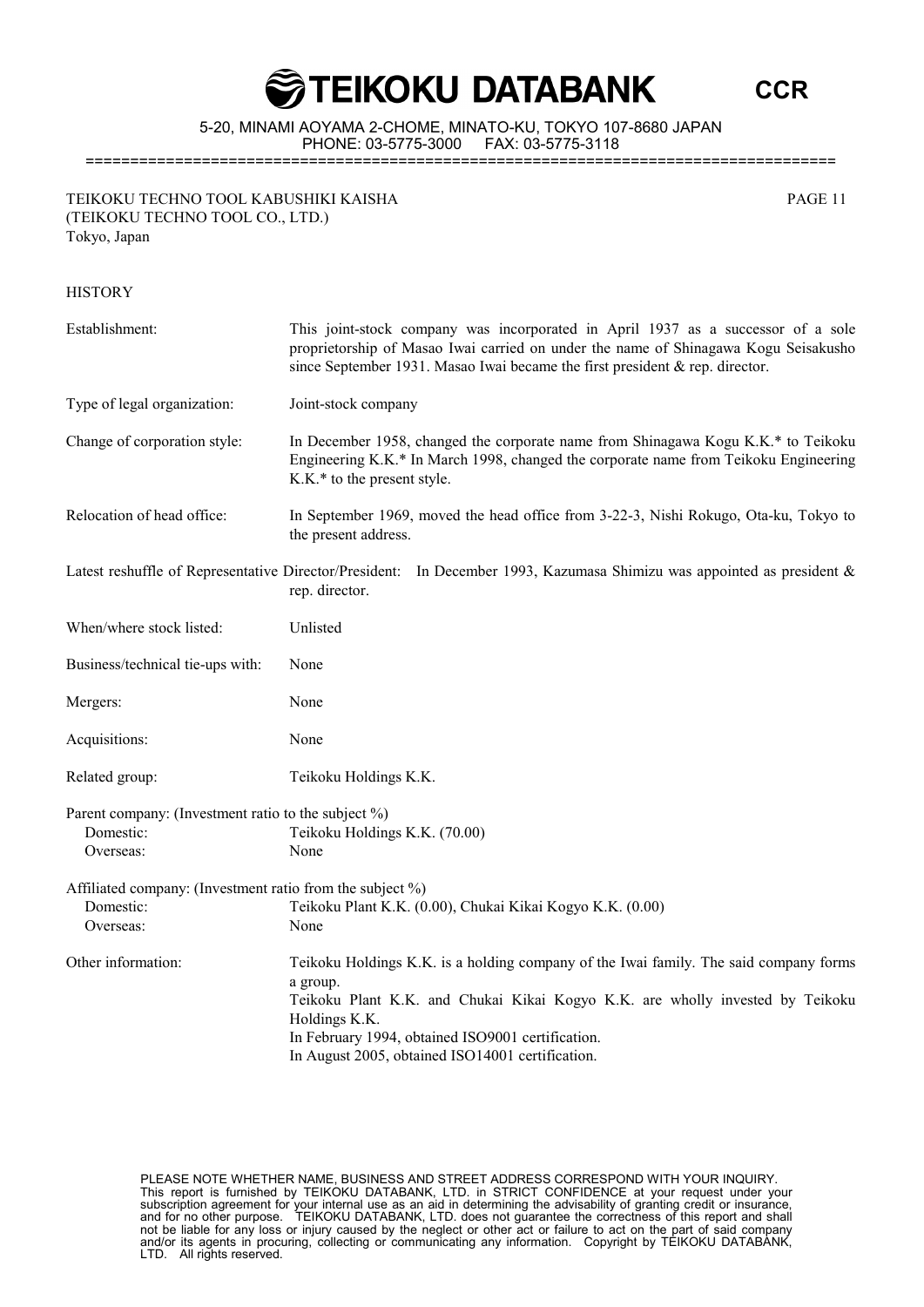TEIKOKU TECHNO TOOL KABUSHIKI KAISHA
(TEIKOKU TECHNO TOOL CO., LTD.)
Tokyo, Japan

## HISTORY

**Establishment:** This joint-stock company was incorporated in April 1937 as a successor of a sole proprietorship of Masao Iwai carried on under the name of Shinagawa Kogu Seisakusho since September 1931. Masao Iwai became the first president & rep. director.

**Type of legal organization:** Joint-stock company

**Change of corporation style:** In December 1958, changed the corporate name from Shinagawa Kogu K.K.* to Teikoku Engineering K.K.* In March 1998, changed the corporate name from Teikoku Engineering K.K.* to the present style.

**Relocation of head office:** In September 1969, moved the head office from 3-22-3, Nishi Rokugo, Ota-ku, Tokyo to the present address.

**Latest reshuffle of Representative Director/President:** In December 1993, Kazumasa Shimizu was appointed as president & rep. director.

**When/where stock listed:** Unlisted

**Business/technical tie-ups with:** None

**Mergers:** None

**Acquisitions:** None

**Related group:** Teikoku Holdings K.K.

**Parent company: (Investment ratio to the subject %)**
- Domestic: Teikoku Holdings K.K. (70.00)
- Overseas: None

**Affiliated company: (Investment ratio from the subject %)**
- Domestic: Teikoku Plant K.K. (0.00), Chukai Kikai Kogyo K.K. (0.00)
- Overseas: None

**Other information:** Teikoku Holdings K.K. is a holding company of the Iwai family. The said company forms a group.
Teikoku Plant K.K. and Chukai Kikai Kogyo K.K. are wholly invested by Teikoku Holdings K.K.
In February 1994, obtained ISO9001 certification.
In August 2005, obtained ISO14001 certification.

PLEASE NOTE WHETHER NAME, BUSINESS AND STREET ADDRESS CORRESPOND WITH YOUR INQUIRY.
This report is furnished by TEIKOKU DATABANK, LTD. in STRICT CONFIDENCE at your request under your subscription agreement for your internal use as an aid in determining the advisability of granting credit or insurance, and for no other purpose. TEIKOKU DATABANK, LTD. does not guarantee the correctness of this report and shall not be liable for any loss or injury caused by the neglect or other act or failure to act on the part of said company and/or its agents in procuring, collecting or communicating any information. Copyright by TEIKOKU DATABANK, LTD. All rights reserved.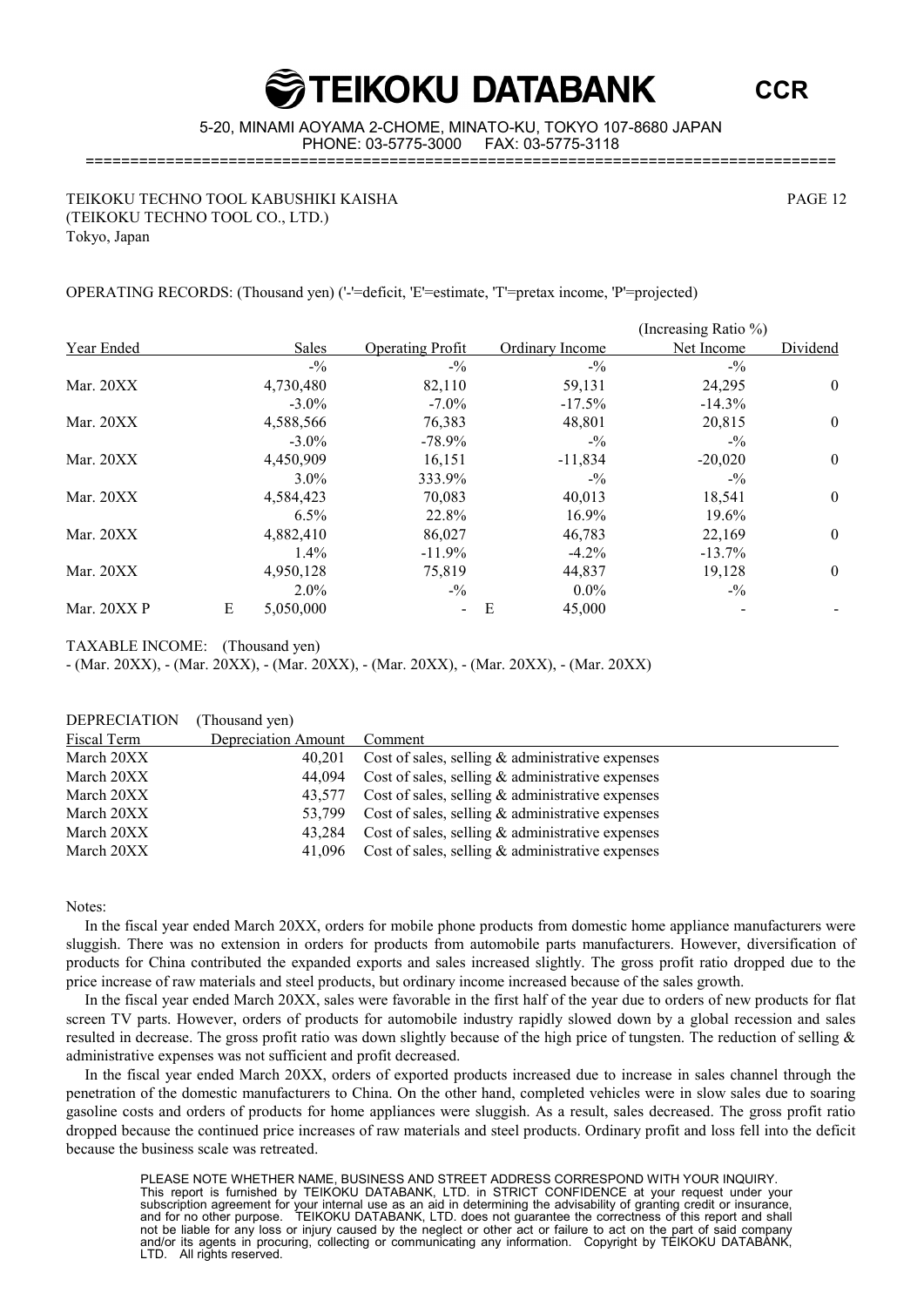TEIKOKU TECHNO TOOL KABUSHIKI KAISHA
(TEIKOKU TECHNO TOOL CO., LTD.)
Tokyo, Japan

OPERATING RECORDS: (Thousand yen) ('-'=deficit, 'E'=estimate, 'T'=pretax income, 'P'=projected)

| Year Ended | Sales | Operating Profit | Ordinary Income | (Increasing Ratio %) Net Income | Dividend |
|---|---|---|---|---|---|
| | -% | -% | -% | -% | |
| Mar. 20XX | 4,730,480 | 82,110 | 59,131 | 24,295 | 0 |
| | -3.0% | -7.0% | -17.5% | -14.3% | |
| Mar. 20XX | 4,588,566 | 76,383 | 48,801 | 20,815 | 0 |
| | -3.0% | -78.9% | -% | -% | |
| Mar. 20XX | 4,450,909 | 16,151 | -11,834 | -20,020 | 0 |
| | 3.0% | 333.9% | -% | -% | |
| Mar. 20XX | 4,584,423 | 70,083 | 40,013 | 18,541 | 0 |
| | 6.5% | 22.8% | 16.9% | 19.6% | |
| Mar. 20XX | 4,882,410 | 86,027 | 46,783 | 22,169 | 0 |
| | 1.4% | -11.9% | -4.2% | -13.7% | |
| Mar. 20XX | 4,950,128 | 75,819 | 44,837 | 19,128 | 0 |
| | 2.0% | -% | 0.0% | -% | |
| Mar. 20XX P | E 5,050,000 | - | E 45,000 | - | - |

TAXABLE INCOME: (Thousand yen)
- (Mar. 20XX), - (Mar. 20XX), - (Mar. 20XX), - (Mar. 20XX), - (Mar. 20XX), - (Mar. 20XX)

DEPRECIATION (Thousand yen)

| Fiscal Term | Depreciation Amount | Comment |
|---|---|---|
| March 20XX | 40,201 | Cost of sales, selling & administrative expenses |
| March 20XX | 44,094 | Cost of sales, selling & administrative expenses |
| March 20XX | 43,577 | Cost of sales, selling & administrative expenses |
| March 20XX | 53,799 | Cost of sales, selling & administrative expenses |
| March 20XX | 43,284 | Cost of sales, selling & administrative expenses |
| March 20XX | 41,096 | Cost of sales, selling & administrative expenses |

Notes:

In the fiscal year ended March 20XX, orders for mobile phone products from domestic home appliance manufacturers were sluggish. There was no extension in orders for products from automobile parts manufacturers. However, diversification of products for China contributed the expanded exports and sales increased slightly. The gross profit ratio dropped due to the price increase of raw materials and steel products, but ordinary income increased because of the sales growth.

In the fiscal year ended March 20XX, sales were favorable in the first half of the year due to orders of new products for flat screen TV parts. However, orders of products for automobile industry rapidly slowed down by a global recession and sales resulted in decrease. The gross profit ratio was down slightly because of the high price of tungsten. The reduction of selling & administrative expenses was not sufficient and profit decreased.

In the fiscal year ended March 20XX, orders of exported products increased due to increase in sales channel through the penetration of the domestic manufacturers to China. On the other hand, completed vehicles were in slow sales due to soaring gasoline costs and orders of products for home appliances were sluggish. As a result, sales decreased. The gross profit ratio dropped because the continued price increases of raw materials and steel products. Ordinary profit and loss fell into the deficit because the business scale was retreated.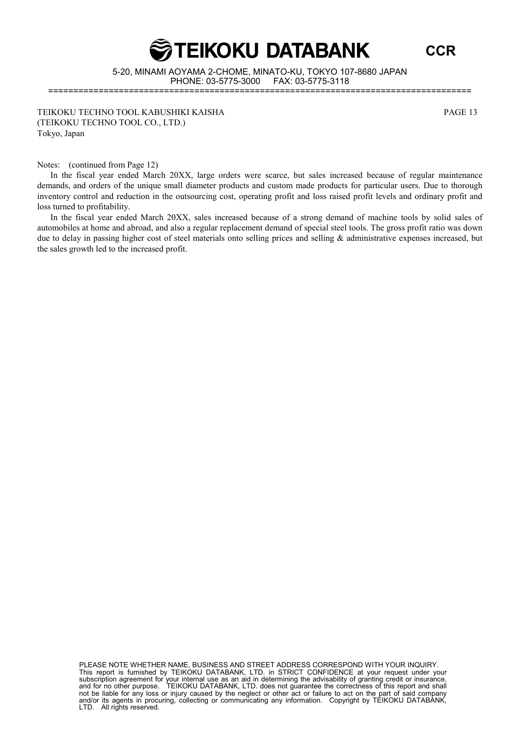TEIKOKU TECHNO TOOL KABUSHIKI KAISHA
(TEIKOKU TECHNO TOOL CO., LTD.)
Tokyo, Japan

Notes: (continued from Page 12)

In the fiscal year ended March 20XX, large orders were scarce, but sales increased because of regular maintenance demands, and orders of the unique small diameter products and custom made products for particular users. Due to thorough inventory control and reduction in the outsourcing cost, operating profit and loss raised profit levels and ordinary profit and loss turned to profitability.

In the fiscal year ended March 20XX, sales increased because of a strong demand of machine tools by solid sales of automobiles at home and abroad, and also a regular replacement demand of special steel tools. The gross profit ratio was down due to delay in passing higher cost of steel materials onto selling prices and selling & administrative expenses increased, but the sales growth led to the increased profit.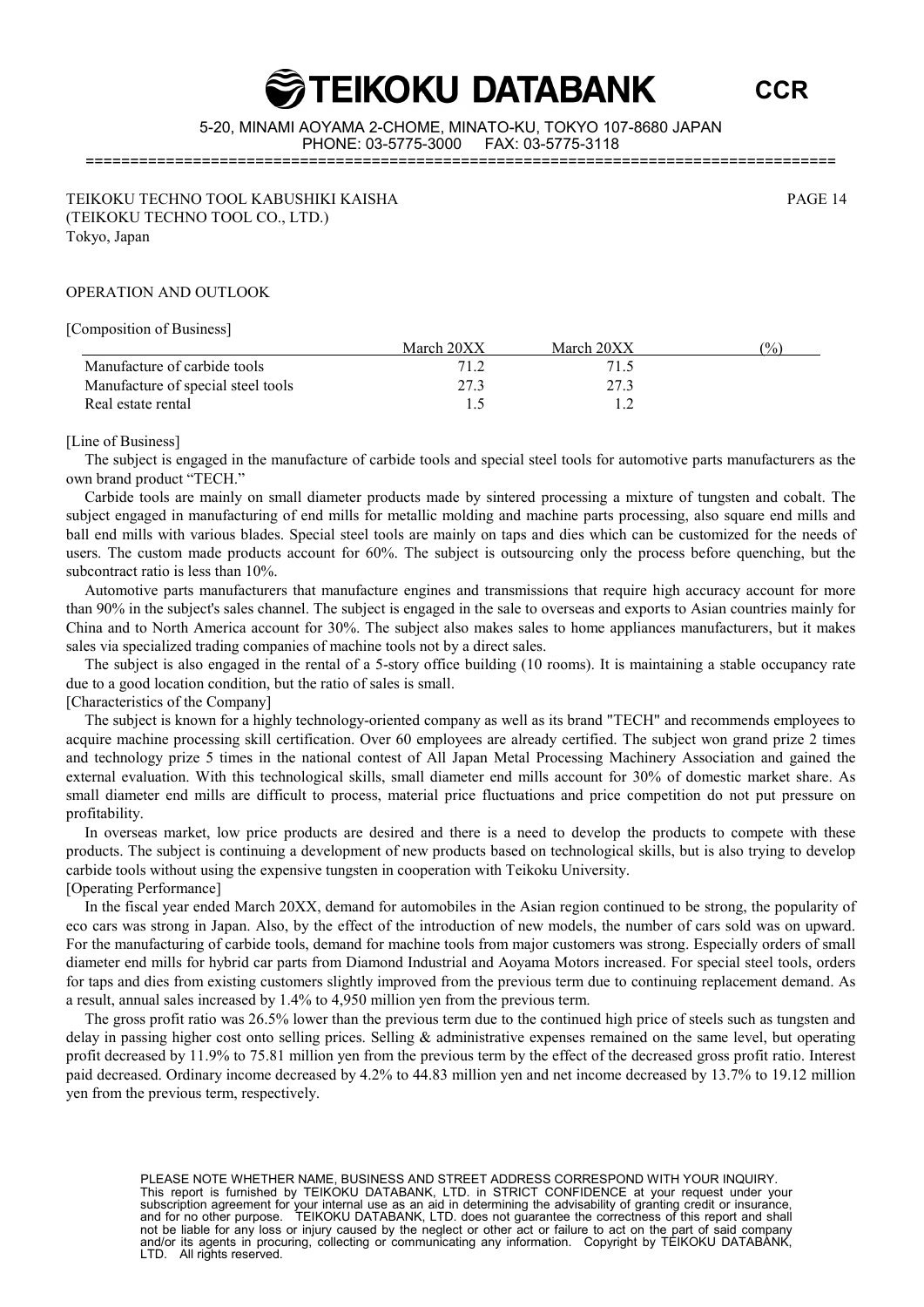TEIKOKU TECHNO TOOL KABUSHIKI KAISHA
(TEIKOKU TECHNO TOOL CO., LTD.)
Tokyo, Japan

## OPERATION AND OUTLOOK

[Composition of Business]

| | March 20XX | March 20XX | (%) |
|---|---|---|---|
| Manufacture of carbide tools | 71.2 | 71.5 | |
| Manufacture of special steel tools | 27.3 | 27.3 | |
| Real estate rental | 1.5 | 1.2 | |

[Line of Business]

The subject is engaged in the manufacture of carbide tools and special steel tools for automotive parts manufacturers as the own brand product "TECH."

Carbide tools are mainly on small diameter products made by sintered processing a mixture of tungsten and cobalt. The subject engaged in manufacturing of end mills for metallic molding and machine parts processing, also square end mills and ball end mills with various blades. Special steel tools are mainly on taps and dies which can be customized for the needs of users. The custom made products account for 60%. The subject is outsourcing only the process before quenching, but the subcontract ratio is less than 10%.

Automotive parts manufacturers that manufacture engines and transmissions that require high accuracy account for more than 90% in the subject's sales channel. The subject is engaged in the sale to overseas and exports to Asian countries mainly for China and to North America account for 30%. The subject also makes sales to home appliances manufacturers, but it makes sales via specialized trading companies of machine tools not by a direct sales.

The subject is also engaged in the rental of a 5-story office building (10 rooms). It is maintaining a stable occupancy rate due to a good location condition, but the ratio of sales is small.

[Characteristics of the Company]

The subject is known for a highly technology-oriented company as well as its brand "TECH" and recommends employees to acquire machine processing skill certification. Over 60 employees are already certified. The subject won grand prize 2 times and technology prize 5 times in the national contest of All Japan Metal Processing Machinery Association and gained the external evaluation. With this technological skills, small diameter end mills account for 30% of domestic market share. As small diameter end mills are difficult to process, material price fluctuations and price competition do not put pressure on profitability.

In overseas market, low price products are desired and there is a need to develop the products to compete with these products. The subject is continuing a development of new products based on technological skills, but is also trying to develop carbide tools without using the expensive tungsten in cooperation with Teikoku University.

[Operating Performance]

In the fiscal year ended March 20XX, demand for automobiles in the Asian region continued to be strong, the popularity of eco cars was strong in Japan. Also, by the effect of the introduction of new models, the number of cars sold was on upward. For the manufacturing of carbide tools, demand for machine tools from major customers was strong. Especially orders of small diameter end mills for hybrid car parts from Diamond Industrial and Aoyama Motors increased. For special steel tools, orders for taps and dies from existing customers slightly improved from the previous term due to continuing replacement demand. As a result, annual sales increased by 1.4% to 4,950 million yen from the previous term.

The gross profit ratio was 26.5% lower than the previous term due to the continued high price of steels such as tungsten and delay in passing higher cost onto selling prices. Selling & administrative expenses remained on the same level, but operating profit decreased by 11.9% to 75.81 million yen from the previous term by the effect of the decreased gross profit ratio. Interest paid decreased. Ordinary income decreased by 4.2% to 44.83 million yen and net income decreased by 13.7% to 19.12 million yen from the previous term, respectively.

PLEASE NOTE WHETHER NAME, BUSINESS AND STREET ADDRESS CORRESPOND WITH YOUR INQUIRY.
This report is furnished by TEIKOKU DATABANK, LTD. in STRICT CONFIDENCE at your request under your subscription agreement for your internal use as an aid in determining the advisability of granting credit or insurance, and for no other purpose. TEIKOKU DATABANK, LTD. does not guarantee the correctness of this report and shall not be liable for any loss or injury caused by the neglect or other act or failure to act on the part of said company and/or its agents in procuring, collecting or communicating any information. Copyright by TEIKOKU DATABANK, LTD. All rights reserved.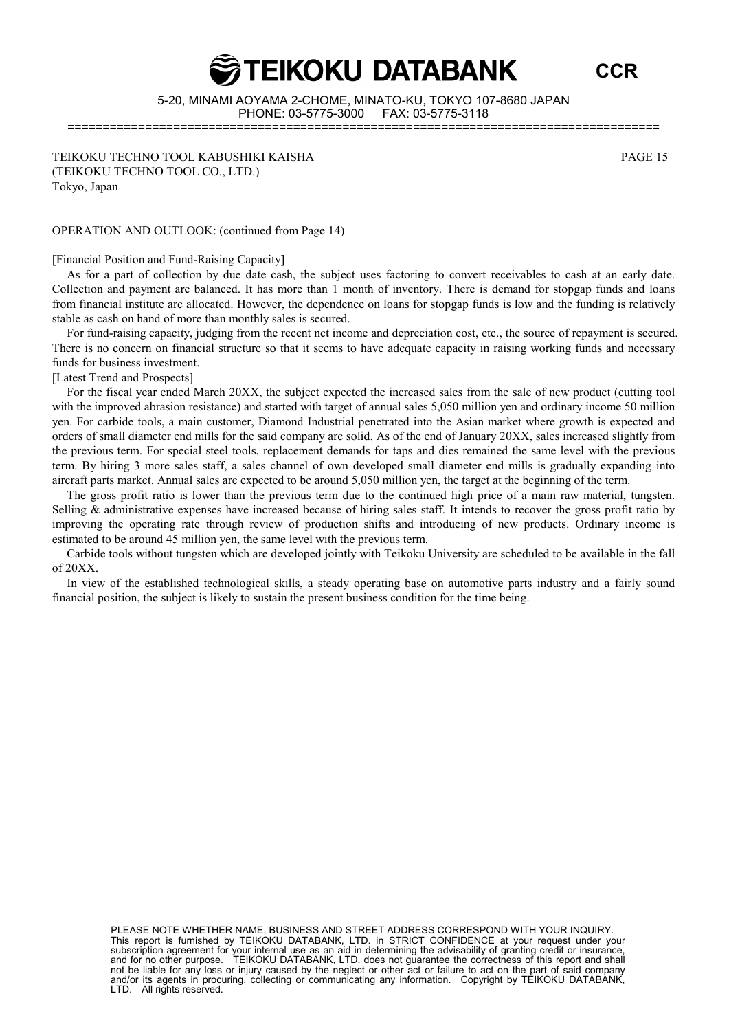TEIKOKU TECHNO TOOL KABUSHIKI KAISHA
(TEIKOKU TECHNO TOOL CO., LTD.)
Tokyo, Japan

OPERATION AND OUTLOOK: (continued from Page 14)

[Financial Position and Fund-Raising Capacity]

As for a part of collection by due date cash, the subject uses factoring to convert receivables to cash at an early date. Collection and payment are balanced. It has more than 1 month of inventory. There is demand for stopgap funds and loans from financial institute are allocated. However, the dependence on loans for stopgap funds is low and the funding is relatively stable as cash on hand of more than monthly sales is secured.

For fund-raising capacity, judging from the recent net income and depreciation cost, etc., the source of repayment is secured. There is no concern on financial structure so that it seems to have adequate capacity in raising working funds and necessary funds for business investment.

[Latest Trend and Prospects]

For the fiscal year ended March 20XX, the subject expected the increased sales from the sale of new product (cutting tool with the improved abrasion resistance) and started with target of annual sales 5,050 million yen and ordinary income 50 million yen. For carbide tools, a main customer, Diamond Industrial penetrated into the Asian market where growth is expected and orders of small diameter end mills for the said company are solid. As of the end of January 20XX, sales increased slightly from the previous term. For special steel tools, replacement demands for taps and dies remained the same level with the previous term. By hiring 3 more sales staff, a sales channel of own developed small diameter end mills is gradually expanding into aircraft parts market. Annual sales are expected to be around 5,050 million yen, the target at the beginning of the term.

The gross profit ratio is lower than the previous term due to the continued high price of a main raw material, tungsten. Selling & administrative expenses have increased because of hiring sales staff. It intends to recover the gross profit ratio by improving the operating rate through review of production shifts and introducing of new products. Ordinary income is estimated to be around 45 million yen, the same level with the previous term.

Carbide tools without tungsten which are developed jointly with Teikoku University are scheduled to be available in the fall of 20XX.

In view of the established technological skills, a steady operating base on automotive parts industry and a fairly sound financial position, the subject is likely to sustain the present business condition for the time being.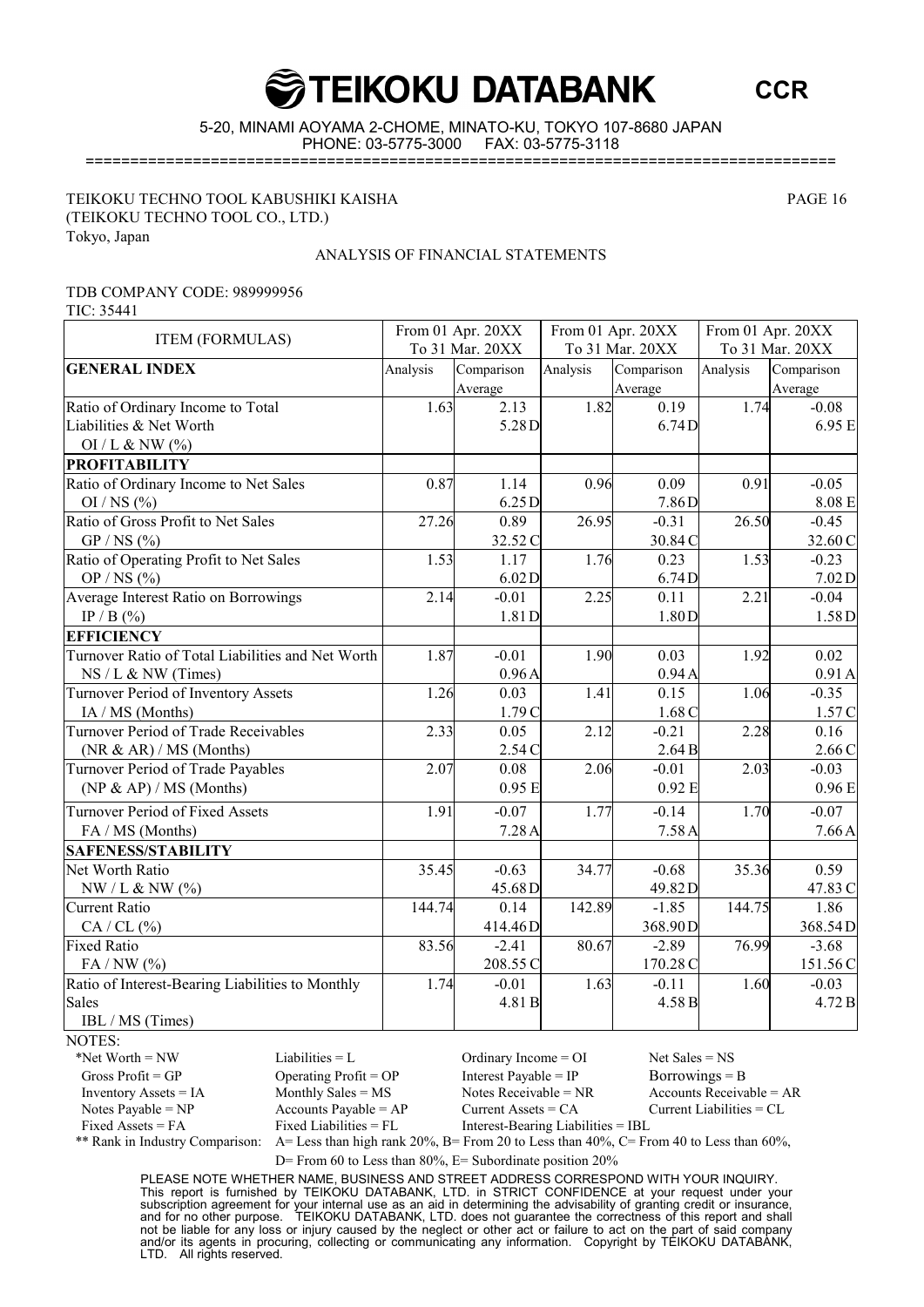# TEIKOKU DATABANK

**CCR**

5-20, MINAMI AOYAMA 2-CHOME, MINATO-KU, TOKYO 107-8680 JAPAN
PHONE: 03-5775-3000 FAX: 03-5775-3118

TEIKOKU TECHNO TOOL KABUSHIKI KAISHA
(TEIKOKU TECHNO TOOL CO., LTD.)
Tokyo, Japan

## ANALYSIS OF FINANCIAL STATEMENTS

TDB COMPANY CODE: 989999956
TIC: 35441

| ITEM (FORMULAS) | From 01 Apr. 20XX To 31 Mar. 20XX | | From 01 Apr. 20XX To 31 Mar. 20XX | | From 01 Apr. 20XX To 31 Mar. 20XX | |
|---|---|---|---|---|---|---|
| **GENERAL INDEX** | Analysis | Comparison Average | Analysis | Comparison Average | Analysis | Comparison Average |
| Ratio of Ordinary Income to Total Liabilities & Net Worth OI / L & NW (%) | 1.63 | 2.13 5.28 D | 1.82 | 0.19 6.74 D | 1.74 | -0.08 6.95 E |
| **PROFITABILITY** | | | | | | |
| Ratio of Ordinary Income to Net Sales OI / NS (%) | 0.87 | 1.14 6.25 D | 0.96 | 0.09 7.86 D | 0.91 | -0.05 8.08 E |
| Ratio of Gross Profit to Net Sales GP / NS (%) | 27.26 | 0.89 32.52 C | 26.95 | -0.31 30.84 C | 26.50 | -0.45 32.60 C |
| Ratio of Operating Profit to Net Sales OP / NS (%) | 1.53 | 1.17 6.02 D | 1.76 | 0.23 6.74 D | 1.53 | -0.23 7.02 D |
| Average Interest Ratio on Borrowings IP / B (%) | 2.14 | -0.01 1.81 D | 2.25 | 0.11 1.80 D | 2.21 | -0.04 1.58 D |
| **EFFICIENCY** | | | | | | |
| Turnover Ratio of Total Liabilities and Net Worth NS / L & NW (Times) | 1.87 | -0.01 0.96 A | 1.90 | 0.03 0.94 A | 1.92 | 0.02 0.91 A |
| Turnover Period of Inventory Assets IA / MS (Months) | 1.26 | 0.03 1.79 C | 1.41 | 0.15 1.68 C | 1.06 | -0.35 1.57 C |
| Turnover Period of Trade Receivables (NR & AR) / MS (Months) | 2.33 | 0.05 2.54 C | 2.12 | -0.21 2.64 B | 2.28 | 0.16 2.66 C |
| Turnover Period of Trade Payables (NP & AP) / MS (Months) | 2.07 | 0.08 0.95 E | 2.06 | -0.01 0.92 E | 2.03 | -0.03 0.96 E |
| Turnover Period of Fixed Assets FA / MS (Months) | 1.91 | -0.07 7.28 A | 1.77 | -0.14 7.58 A | 1.70 | -0.07 7.66 A |
| **SAFENESS/STABILITY** | | | | | | |
| Net Worth Ratio NW / L & NW (%) | 35.45 | -0.63 45.68 D | 34.77 | -0.68 49.82 D | 35.36 | 0.59 47.83 C |
| Current Ratio CA / CL (%) | 144.74 | 0.14 414.46 D | 142.89 | -1.85 368.90 D | 144.75 | 1.86 368.54 D |
| Fixed Ratio FA / NW (%) | 83.56 | -2.41 208.55 C | 80.67 | -2.89 170.28 C | 76.99 | -3.68 151.56 C |
| Ratio of Interest-Bearing Liabilities to Monthly Sales IBL / MS (Times) | 1.74 | -0.01 4.81 B | 1.63 | -0.11 4.58 B | 1.60 | -0.03 4.72 B |

NOTES:

*Net Worth = NW, Liabilities = L, Ordinary Income = OI, Net Sales = NS
Gross Profit = GP, Operating Profit = OP, Interest Payable = IP, Borrowings = B
Inventory Assets = IA, Monthly Sales = MS, Notes Receivable = NR, Accounts Receivable = AR
Notes Payable = NP, Accounts Payable = AP, Current Assets = CA, Current Liabilities = CL
Fixed Assets = FA, Fixed Liabilities = FL, Interest-Bearing Liabilities = IBL

** Rank in Industry Comparison: A= Less than high rank 20%, B= From 20 to Less than 40%, C= From 40 to Less than 60%, D= From 60 to Less than 80%, E= Subordinate position 20%

PLEASE NOTE WHETHER NAME, BUSINESS AND STREET ADDRESS CORRESPOND WITH YOUR INQUIRY. This report is furnished by TEIKOKU DATABANK, LTD. in STRICT CONFIDENCE at your request under your subscription agreement for your internal use as an aid in determining the advisability of granting credit or insurance, and for no other purpose. TEIKOKU DATABANK, LTD. does not guarantee the correctness of this report and shall not be liable for any loss or injury caused by the neglect or other act or failure to act on the part of said company and/or its agents in procuring, collecting or communicating any information. Copyright by TEIKOKU DATABANK, LTD. All rights reserved.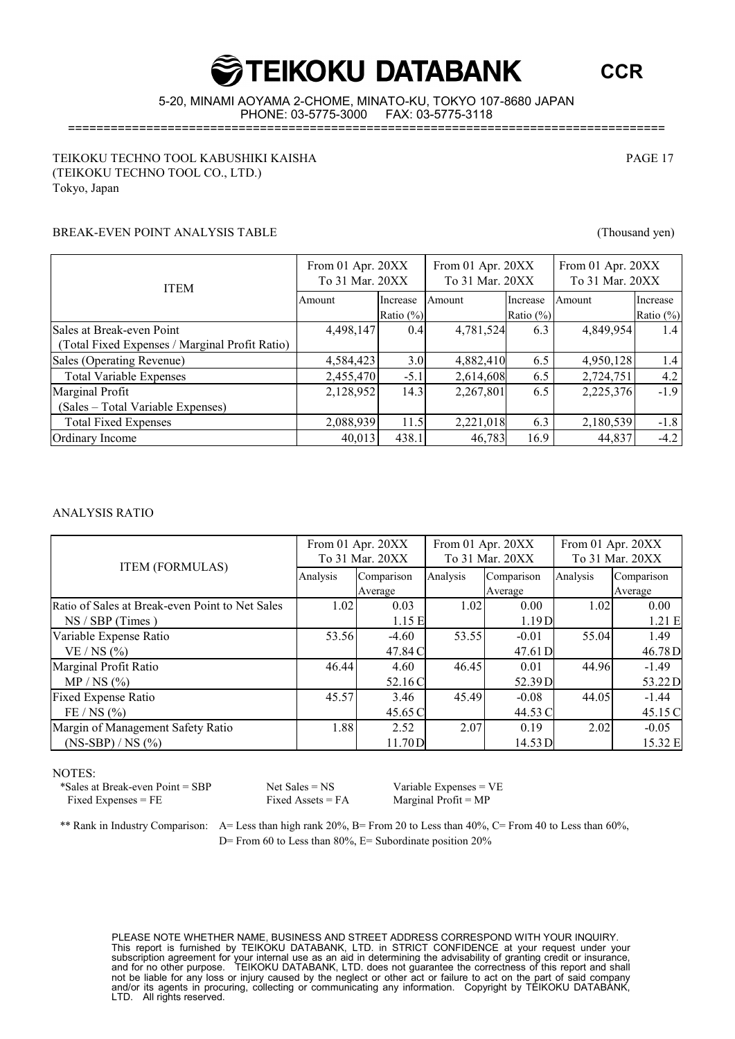TEIKOKU TECHNO TOOL KABUSHIKI KAISHA
(TEIKOKU TECHNO TOOL CO., LTD.)
Tokyo, Japan

## BREAK-EVEN POINT ANALYSIS TABLE

(Thousand yen)

| ITEM | From 01 Apr. 20XX To 31 Mar. 20XX | | From 01 Apr. 20XX To 31 Mar. 20XX | | From 01 Apr. 20XX To 31 Mar. 20XX | |
|---|---|---|---|---|---|---|
| | Amount | Increase Ratio (%) | Amount | Increase Ratio (%) | Amount | Increase Ratio (%) |
| Sales at Break-even Point (Total Fixed Expenses / Marginal Profit Ratio) | 4,498,147 | 0.4 | 4,781,524 | 6.3 | 4,849,954 | 1.4 |
| Sales (Operating Revenue) | 4,584,423 | 3.0 | 4,882,410 | 6.5 | 4,950,128 | 1.4 |
| Total Variable Expenses | 2,455,470 | -5.1 | 2,614,608 | 6.5 | 2,724,751 | 4.2 |
| Marginal Profit (Sales – Total Variable Expenses) | 2,128,952 | 14.3 | 2,267,801 | 6.5 | 2,225,376 | -1.9 |
| Total Fixed Expenses | 2,088,939 | 11.5 | 2,221,018 | 6.3 | 2,180,539 | -1.8 |
| Ordinary Income | 40,013 | 438.1 | 46,783 | 16.9 | 44,837 | -4.2 |

## ANALYSIS RATIO

| ITEM (FORMULAS) | From 01 Apr. 20XX To 31 Mar. 20XX | | From 01 Apr. 20XX To 31 Mar. 20XX | | From 01 Apr. 20XX To 31 Mar. 20XX | |
|---|---|---|---|---|---|---|
| | Analysis | Comparison Average | Analysis | Comparison Average | Analysis | Comparison Average |
| Ratio of Sales at Break-even Point to Net Sales NS / SBP (Times ) | 1.02 | 0.03 1.15 E | 1.02 | 0.00 1.19 D | 1.02 | 0.00 1.21 E |
| Variable Expense Ratio VE / NS (%) | 53.56 | -4.60 47.84 C | 53.55 | -0.01 47.61 D | 55.04 | 1.49 46.78 D |
| Marginal Profit Ratio MP / NS (%) | 46.44 | 4.60 52.16 C | 46.45 | 0.01 52.39 D | 44.96 | -1.49 53.22 D |
| Fixed Expense Ratio FE / NS (%) | 45.57 | 3.46 45.65 C | 45.49 | -0.08 44.53 C | 44.05 | -1.44 45.15 C |
| Margin of Management Safety Ratio (NS-SBP) / NS (%) | 1.88 | 2.52 11.70 D | 2.07 | 0.19 14.53 D | 2.02 | -0.05 15.32 E |

NOTES:

*Sales at Break-even Point = SBP    Net Sales = NS    Variable Expenses = VE
Fixed Expenses = FE    Fixed Assets = FA    Marginal Profit = MP

** Rank in Industry Comparison: A= Less than high rank 20%, B= From 20 to Less than 40%, C= From 40 to Less than 60%, D= From 60 to Less than 80%, E= Subordinate position 20%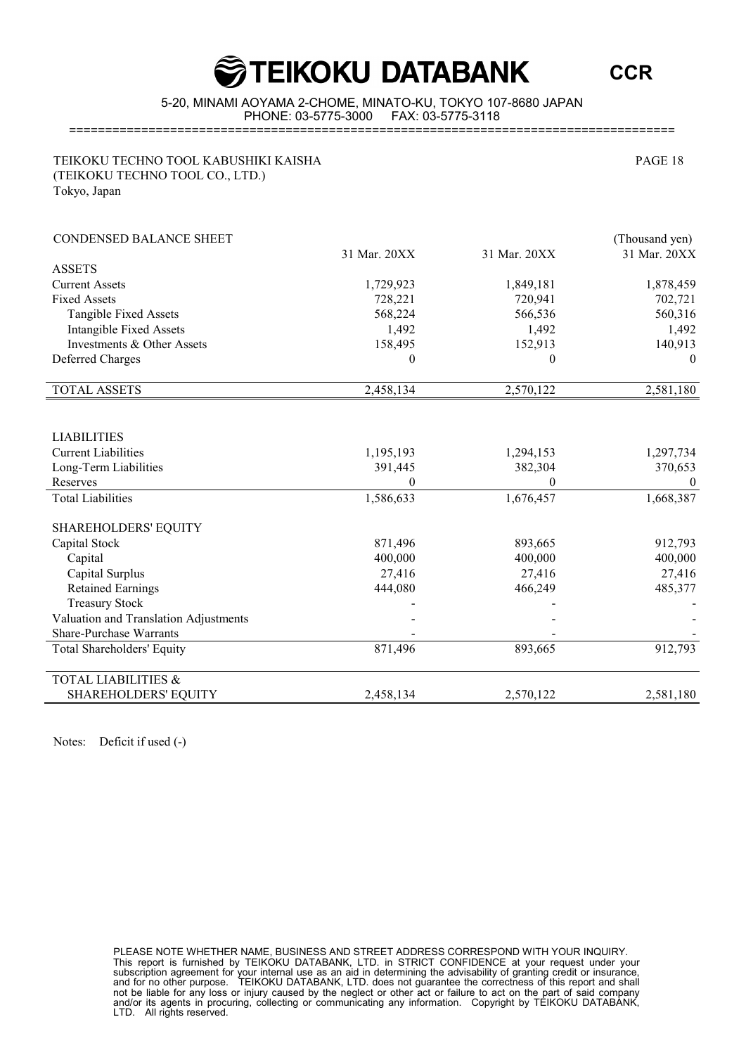# TEIKOKU DATABANK

**CCR**

5-20, MINAMI AOYAMA 2-CHOME, MINATO-KU, TOKYO 107-8680 JAPAN
PHONE: 03-5775-3000 FAX: 03-5775-3118

TEIKOKU TECHNO TOOL KABUSHIKI KAISHA
(TEIKOKU TECHNO TOOL CO., LTD.)
Tokyo, Japan

| CONDENSED BALANCE SHEET | | | (Thousand yen) |
|---|---|---|---|
| | 31 Mar. 20XX | 31 Mar. 20XX | 31 Mar. 20XX |
| ASSETS | | | |
| Current Assets | 1,729,923 | 1,849,181 | 1,878,459 |
| Fixed Assets | 728,221 | 720,941 | 702,721 |
| Tangible Fixed Assets | 568,224 | 566,536 | 560,316 |
| Intangible Fixed Assets | 1,492 | 1,492 | 1,492 |
| Investments & Other Assets | 158,495 | 152,913 | 140,913 |
| Deferred Charges | 0 | 0 | 0 |
| TOTAL ASSETS | 2,458,134 | 2,570,122 | 2,581,180 |
| | | | |
| LIABILITIES | | | |
| Current Liabilities | 1,195,193 | 1,294,153 | 1,297,734 |
| Long-Term Liabilities | 391,445 | 382,304 | 370,653 |
| Reserves | 0 | 0 | 0 |
| Total Liabilities | 1,586,633 | 1,676,457 | 1,668,387 |
| | | | |
| SHAREHOLDERS' EQUITY | | | |
| Capital Stock | 871,496 | 893,665 | 912,793 |
| Capital | 400,000 | 400,000 | 400,000 |
| Capital Surplus | 27,416 | 27,416 | 27,416 |
| Retained Earnings | 444,080 | 466,249 | 485,377 |
| Treasury Stock | - | - | - |
| Valuation and Translation Adjustments | - | - | - |
| Share-Purchase Warrants | - | - | - |
| Total Shareholders' Equity | 871,496 | 893,665 | 912,793 |
| | | | |
| TOTAL LIABILITIES & SHAREHOLDERS' EQUITY | 2,458,134 | 2,570,122 | 2,581,180 |

Notes: Deficit if used (-)

PLEASE NOTE WHETHER NAME, BUSINESS AND STREET ADDRESS CORRESPOND WITH YOUR INQUIRY.
This report is furnished by TEIKOKU DATABANK, LTD. in STRICT CONFIDENCE at your request under your subscription agreement for your internal use as an aid in determining the advisability of granting credit or insurance, and for no other purpose. TEIKOKU DATABANK, LTD. does not guarantee the correctness of this report and shall not be liable for any loss or injury caused by the neglect or other act or failure to act on the part of said company and/or its agents in procuring, collecting or communicating any information. Copyright by TEIKOKU DATABANK, LTD. All rights reserved.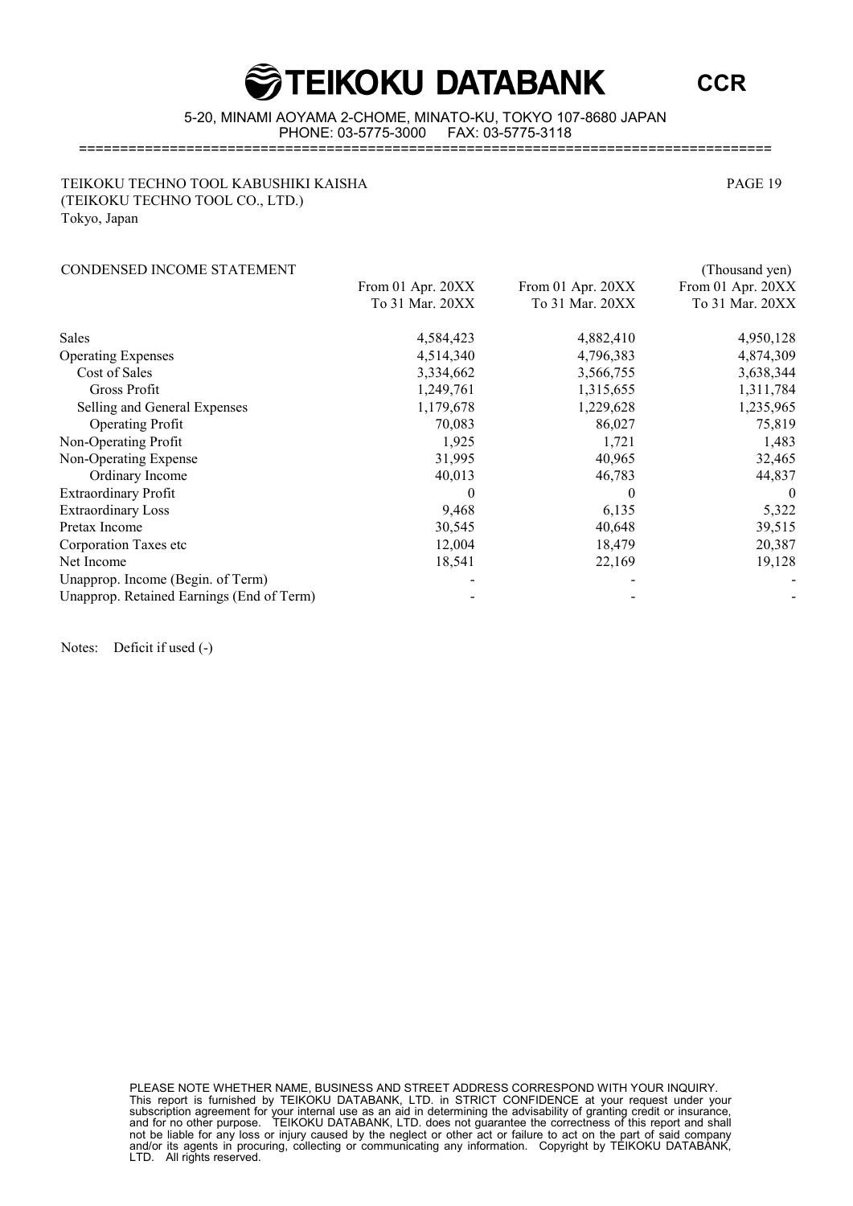TEIKOKU TECHNO TOOL KABUSHIKI KAISHA
(TEIKOKU TECHNO TOOL CO., LTD.)
Tokyo, Japan

CONDENSED INCOME STATEMENT

(Thousand yen)

| | From 01 Apr. 20XX To 31 Mar. 20XX | From 01 Apr. 20XX To 31 Mar. 20XX | From 01 Apr. 20XX To 31 Mar. 20XX |
|---|---|---|---|
| Sales | 4,584,423 | 4,882,410 | 4,950,128 |
| Operating Expenses | 4,514,340 | 4,796,383 | 4,874,309 |
| Cost of Sales | 3,334,662 | 3,566,755 | 3,638,344 |
| Gross Profit | 1,249,761 | 1,315,655 | 1,311,784 |
| Selling and General Expenses | 1,179,678 | 1,229,628 | 1,235,965 |
| Operating Profit | 70,083 | 86,027 | 75,819 |
| Non-Operating Profit | 1,925 | 1,721 | 1,483 |
| Non-Operating Expense | 31,995 | 40,965 | 32,465 |
| Ordinary Income | 40,013 | 46,783 | 44,837 |
| Extraordinary Profit | 0 | 0 | 0 |
| Extraordinary Loss | 9,468 | 6,135 | 5,322 |
| Pretax Income | 30,545 | 40,648 | 39,515 |
| Corporation Taxes etc | 12,004 | 18,479 | 20,387 |
| Net Income | 18,541 | 22,169 | 19,128 |
| Unapprop. Income (Begin. of Term) | - | - | - |
| Unapprop. Retained Earnings (End of Term) | - | - | - |

Notes: Deficit if used (-)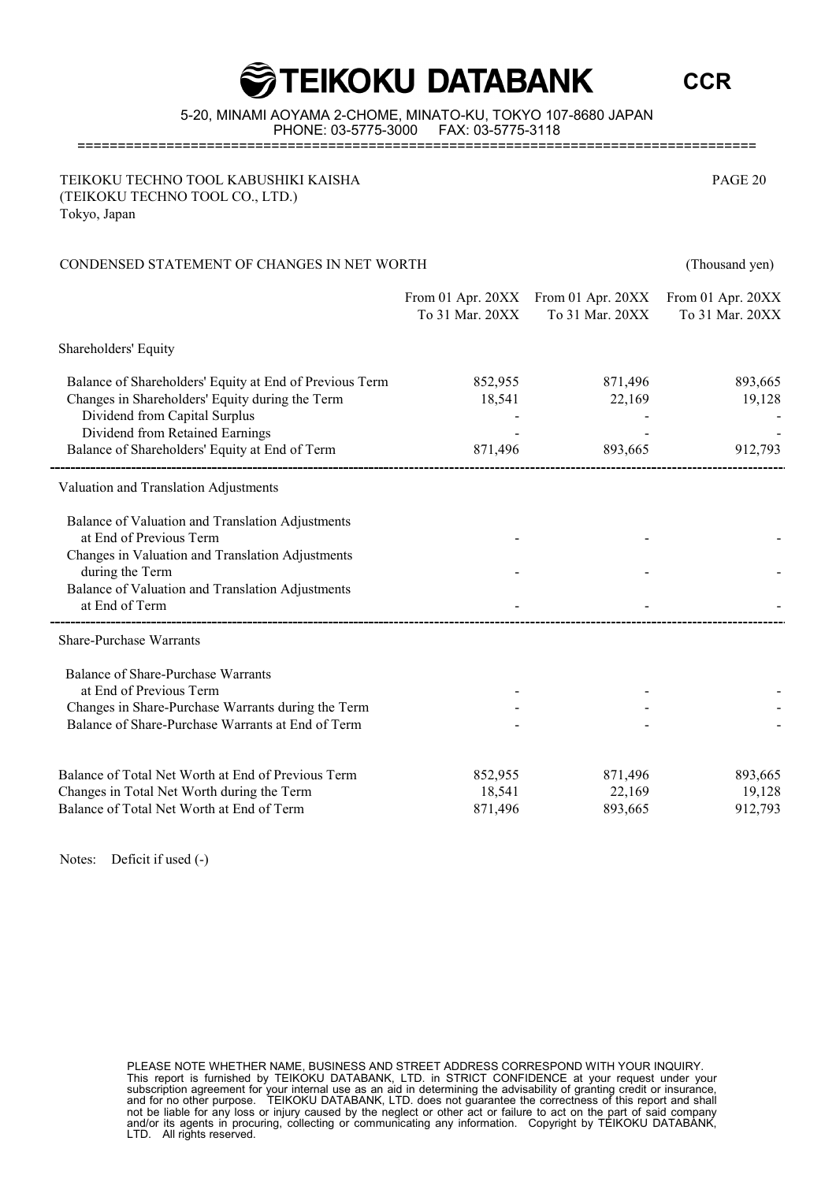# TEIKOKU DATABANK

**CCR**

5-20, MINAMI AOYAMA 2-CHOME, MINATO-KU, TOKYO 107-8680 JAPAN
PHONE: 03-5775-3000 FAX: 03-5775-3118

TEIKOKU TECHNO TOOL KABUSHIKI KAISHA
(TEIKOKU TECHNO TOOL CO., LTD.)
Tokyo, Japan

CONDENSED STATEMENT OF CHANGES IN NET WORTH (Thousand yen)

| | From 01 Apr. 20XX To 31 Mar. 20XX | From 01 Apr. 20XX To 31 Mar. 20XX | From 01 Apr. 20XX To 31 Mar. 20XX |
|---|---|---|---|
| **Shareholders' Equity** | | | |
| Balance of Shareholders' Equity at End of Previous Term | 852,955 | 871,496 | 893,665 |
| Changes in Shareholders' Equity during the Term | 18,541 | 22,169 | 19,128 |
| Dividend from Capital Surplus | - | - | - |
| Dividend from Retained Earnings | - | - | - |
| Balance of Shareholders' Equity at End of Term | 871,496 | 893,665 | 912,793 |
| **Valuation and Translation Adjustments** | | | |
| Balance of Valuation and Translation Adjustments at End of Previous Term | - | - | - |
| Changes in Valuation and Translation Adjustments during the Term | - | - | - |
| Balance of Valuation and Translation Adjustments at End of Term | - | - | - |
| **Share-Purchase Warrants** | | | |
| Balance of Share-Purchase Warrants at End of Previous Term | - | - | - |
| Changes in Share-Purchase Warrants during the Term | - | - | - |
| Balance of Share-Purchase Warrants at End of Term | - | - | - |
| Balance of Total Net Worth at End of Previous Term | 852,955 | 871,496 | 893,665 |
| Changes in Total Net Worth during the Term | 18,541 | 22,169 | 19,128 |
| Balance of Total Net Worth at End of Term | 871,496 | 893,665 | 912,793 |

Notes: Deficit if used (-)

PLEASE NOTE WHETHER NAME, BUSINESS AND STREET ADDRESS CORRESPOND WITH YOUR INQUIRY. This report is furnished by TEIKOKU DATABANK, LTD. in STRICT CONFIDENCE at your request under your subscription agreement for your internal use as an aid in determining the advisability of granting credit or insurance, and for no other purpose. TEIKOKU DATABANK, LTD. does not guarantee the correctness of this report and shall not be liable for any loss or injury caused by the neglect or other act or failure to act on the part of said company and/or its agents in procuring, collecting or communicating any information. Copyright by TEIKOKU DATABANK, LTD. All rights reserved.